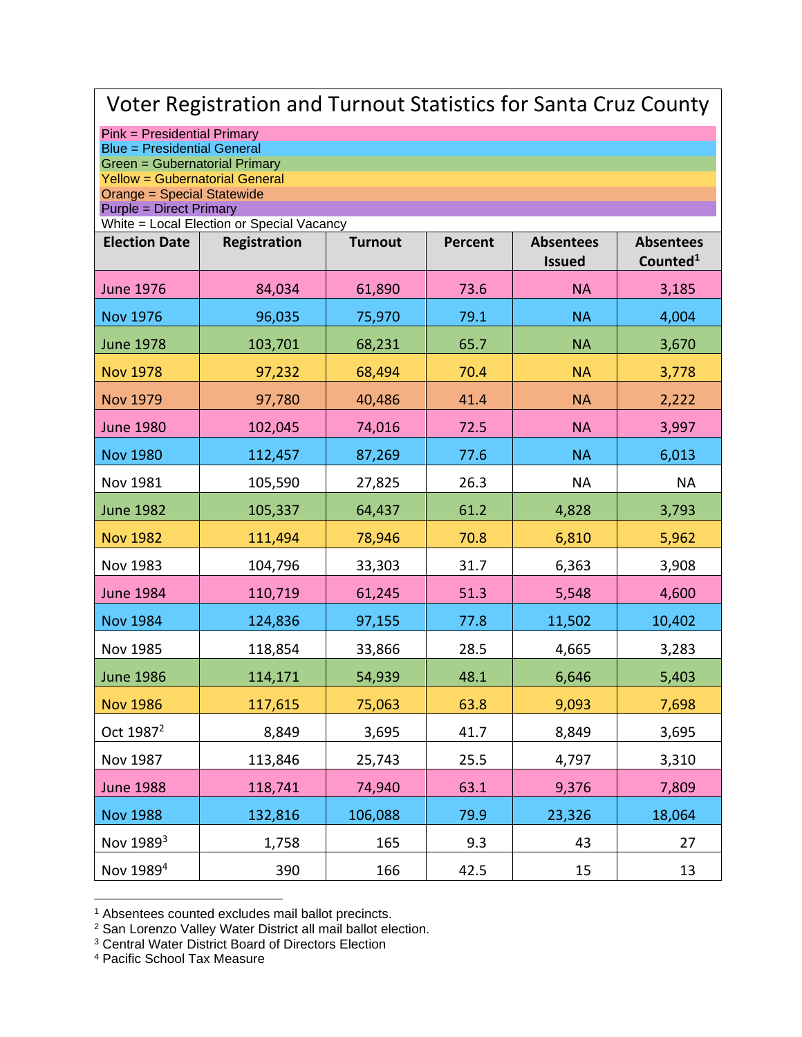# Voter Registration and Turnout Statistics for Santa Cruz County

Pink = Presidential Primary
Blue = Presidential General
Green = Gubernatorial Primary
Yellow = Gubernatorial General
Orange = Special Statewide
Purple = Direct Primary
White = Local Election or Special Vacancy

| Election Date | Registration | Turnout | Percent | Absentees Issued | Absentees Counted[1] |
|---|---|---|---|---|---|
| June 1976 | 84,034 | 61,890 | 73.6 | NA | 3,185 |
| Nov 1976 | 96,035 | 75,970 | 79.1 | NA | 4,004 |
| June 1978 | 103,701 | 68,231 | 65.7 | NA | 3,670 |
| Nov 1978 | 97,232 | 68,494 | 70.4 | NA | 3,778 |
| Nov 1979 | 97,780 | 40,486 | 41.4 | NA | 2,222 |
| June 1980 | 102,045 | 74,016 | 72.5 | NA | 3,997 |
| Nov 1980 | 112,457 | 87,269 | 77.6 | NA | 6,013 |
| Nov 1981 | 105,590 | 27,825 | 26.3 | NA | NA |
| June 1982 | 105,337 | 64,437 | 61.2 | 4,828 | 3,793 |
| Nov 1982 | 111,494 | 78,946 | 70.8 | 6,810 | 5,962 |
| Nov 1983 | 104,796 | 33,303 | 31.7 | 6,363 | 3,908 |
| June 1984 | 110,719 | 61,245 | 51.3 | 5,548 | 4,600 |
| Nov 1984 | 124,836 | 97,155 | 77.8 | 11,502 | 10,402 |
| Nov 1985 | 118,854 | 33,866 | 28.5 | 4,665 | 3,283 |
| June 1986 | 114,171 | 54,939 | 48.1 | 6,646 | 5,403 |
| Nov 1986 | 117,615 | 75,063 | 63.8 | 9,093 | 7,698 |
| Oct 1987[2] | 8,849 | 3,695 | 41.7 | 8,849 | 3,695 |
| Nov 1987 | 113,846 | 25,743 | 25.5 | 4,797 | 3,310 |
| June 1988 | 118,741 | 74,940 | 63.1 | 9,376 | 7,809 |
| Nov 1988 | 132,816 | 106,088 | 79.9 | 23,326 | 18,064 |
| Nov 1989[3] | 1,758 | 165 | 9.3 | 43 | 27 |
| Nov 1989[4] | 390 | 166 | 42.5 | 15 | 13 |

[1] Absentees counted excludes mail ballot precincts.
[2] San Lorenzo Valley Water District all mail ballot election.
[3] Central Water District Board of Directors Election
[4] Pacific School Tax Measure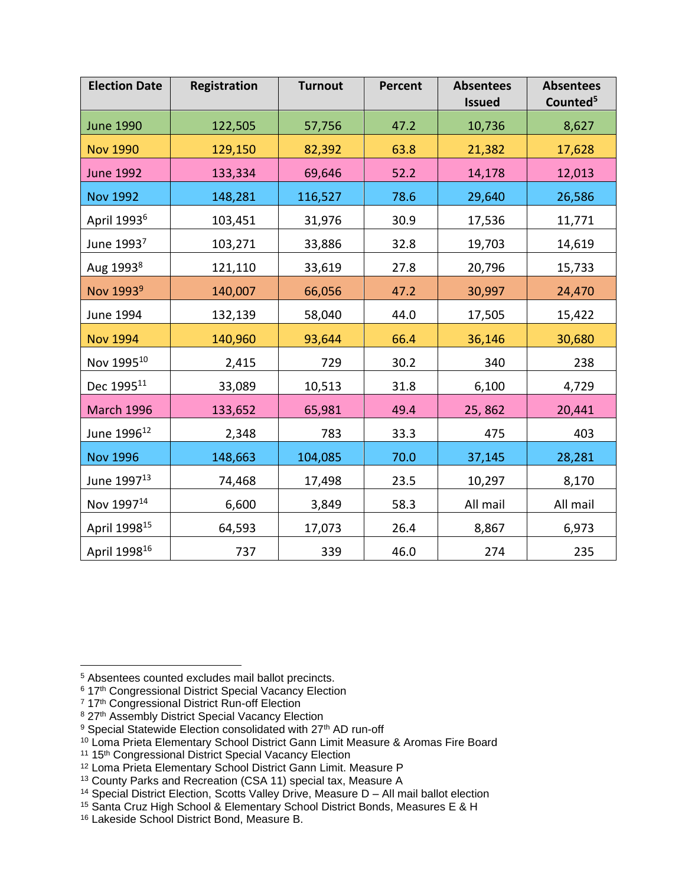| Election Date | Registration | Turnout | Percent | Absentees Issued | Absentees Counted[5] |
|---|---|---|---|---|---|
| June 1990 | 122,505 | 57,756 | 47.2 | 10,736 | 8,627 |
| Nov 1990 | 129,150 | 82,392 | 63.8 | 21,382 | 17,628 |
| June 1992 | 133,334 | 69,646 | 52.2 | 14,178 | 12,013 |
| Nov 1992 | 148,281 | 116,527 | 78.6 | 29,640 | 26,586 |
| April 1993[6] | 103,451 | 31,976 | 30.9 | 17,536 | 11,771 |
| June 1993[7] | 103,271 | 33,886 | 32.8 | 19,703 | 14,619 |
| Aug 1993[8] | 121,110 | 33,619 | 27.8 | 20,796 | 15,733 |
| Nov 1993[9] | 140,007 | 66,056 | 47.2 | 30,997 | 24,470 |
| June 1994 | 132,139 | 58,040 | 44.0 | 17,505 | 15,422 |
| Nov 1994 | 140,960 | 93,644 | 66.4 | 36,146 | 30,680 |
| Nov 1995[10] | 2,415 | 729 | 30.2 | 340 | 238 |
| Dec 1995[11] | 33,089 | 10,513 | 31.8 | 6,100 | 4,729 |
| March 1996 | 133,652 | 65,981 | 49.4 | 25, 862 | 20,441 |
| June 1996[12] | 2,348 | 783 | 33.3 | 475 | 403 |
| Nov 1996 | 148,663 | 104,085 | 70.0 | 37,145 | 28,281 |
| June 1997[13] | 74,468 | 17,498 | 23.5 | 10,297 | 8,170 |
| Nov 1997[14] | 6,600 | 3,849 | 58.3 | All mail | All mail |
| April 1998[15] | 64,593 | 17,073 | 26.4 | 8,867 | 6,973 |
| April 1998[16] | 737 | 339 | 46.0 | 274 | 235 |

[5] Absentees counted excludes mail ballot precincts.
[6] 17th Congressional District Special Vacancy Election
[7] 17th Congressional District Run-off Election
[8] 27th Assembly District Special Vacancy Election
[9] Special Statewide Election consolidated with 27th AD run-off
[10] Loma Prieta Elementary School District Gann Limit Measure & Aromas Fire Board
[11] 15th Congressional District Special Vacancy Election
[12] Loma Prieta Elementary School District Gann Limit. Measure P
[13] County Parks and Recreation (CSA 11) special tax, Measure A
[14] Special District Election, Scotts Valley Drive, Measure D – All mail ballot election
[15] Santa Cruz High School & Elementary School District Bonds, Measures E & H
[16] Lakeside School District Bond, Measure B.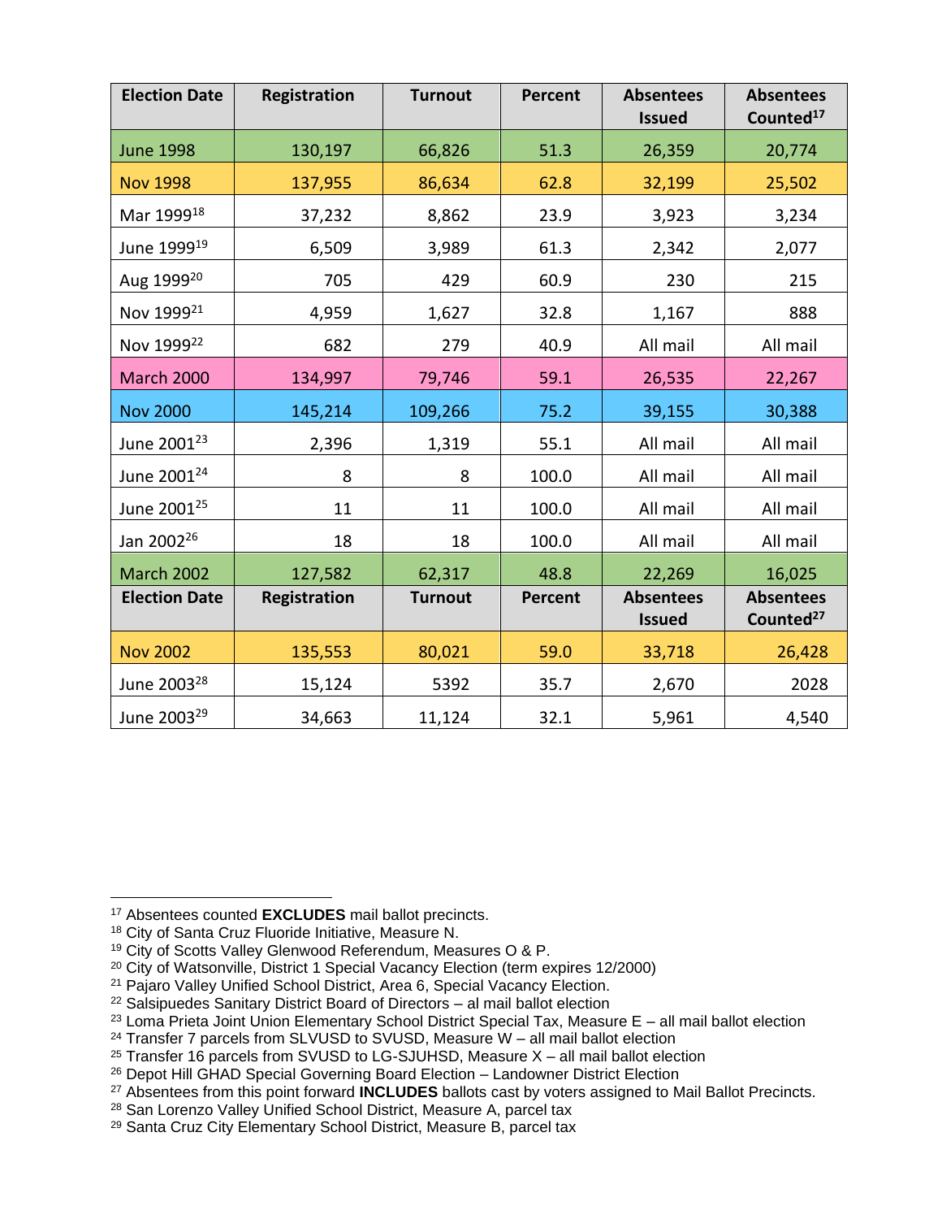| Election Date | Registration | Turnout | Percent | Absentees Issued | Absentees Counted[17] |
|---|---|---|---|---|---|
| June 1998 | 130,197 | 66,826 | 51.3 | 26,359 | 20,774 |
| Nov 1998 | 137,955 | 86,634 | 62.8 | 32,199 | 25,502 |
| Mar 1999[18] | 37,232 | 8,862 | 23.9 | 3,923 | 3,234 |
| June 1999[19] | 6,509 | 3,989 | 61.3 | 2,342 | 2,077 |
| Aug 1999[20] | 705 | 429 | 60.9 | 230 | 215 |
| Nov 1999[21] | 4,959 | 1,627 | 32.8 | 1,167 | 888 |
| Nov 1999[22] | 682 | 279 | 40.9 | All mail | All mail |
| March 2000 | 134,997 | 79,746 | 59.1 | 26,535 | 22,267 |
| Nov 2000 | 145,214 | 109,266 | 75.2 | 39,155 | 30,388 |
| June 2001[23] | 2,396 | 1,319 | 55.1 | All mail | All mail |
| June 2001[24] | 8 | 8 | 100.0 | All mail | All mail |
| June 2001[25] | 11 | 11 | 100.0 | All mail | All mail |
| Jan 2002[26] | 18 | 18 | 100.0 | All mail | All mail |
| March 2002 | 127,582 | 62,317 | 48.8 | 22,269 | 16,025 |
| **Election Date** | **Registration** | **Turnout** | **Percent** | **Absentees Issued** | **Absentees Counted[27]** |
| Nov 2002 | 135,553 | 80,021 | 59.0 | 33,718 | 26,428 |
| June 2003[28] | 15,124 | 5392 | 35.7 | 2,670 | 2028 |
| June 2003[29] | 34,663 | 11,124 | 32.1 | 5,961 | 4,540 |

---

[17] Absentees counted **EXCLUDES** mail ballot precincts.
[18] City of Santa Cruz Fluoride Initiative, Measure N.
[19] City of Scotts Valley Glenwood Referendum, Measures O & P.
[20] City of Watsonville, District 1 Special Vacancy Election (term expires 12/2000)
[21] Pajaro Valley Unified School District, Area 6, Special Vacancy Election.
[22] Salsipuedes Sanitary District Board of Directors – al mail ballot election
[23] Loma Prieta Joint Union Elementary School District Special Tax, Measure E – all mail ballot election
[24] Transfer 7 parcels from SLVUSD to SVUSD, Measure W – all mail ballot election
[25] Transfer 16 parcels from SVUSD to LG-SJUHSD, Measure X – all mail ballot election
[26] Depot Hill GHAD Special Governing Board Election – Landowner District Election
[27] Absentees from this point forward **INCLUDES** ballots cast by voters assigned to Mail Ballot Precincts.
[28] San Lorenzo Valley Unified School District, Measure A, parcel tax
[29] Santa Cruz City Elementary School District, Measure B, parcel tax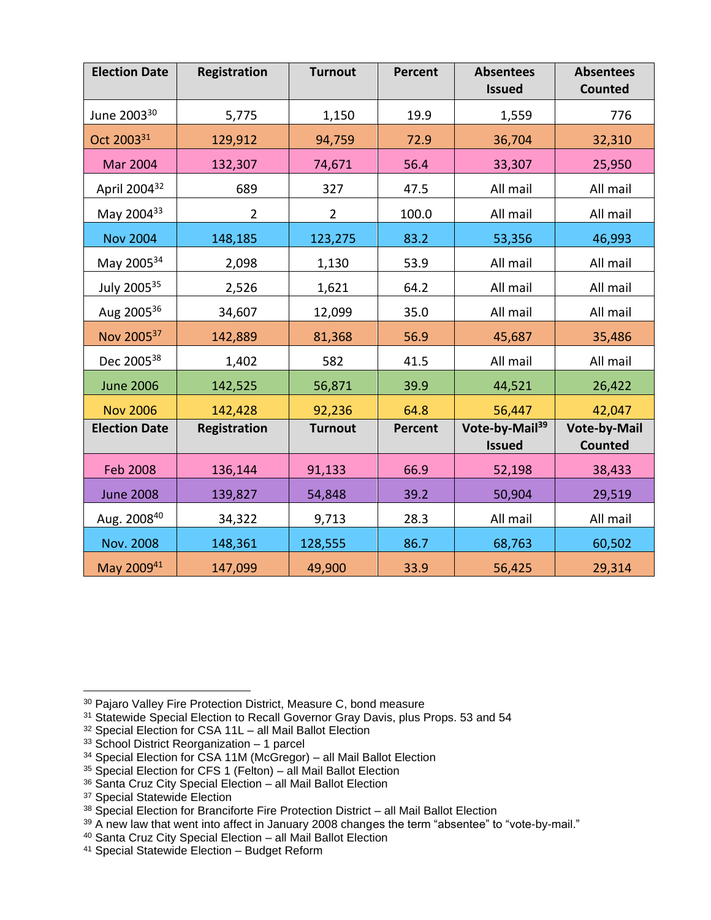| Election Date | Registration | Turnout | Percent | Absentees Issued | Absentees Counted |
|---|---|---|---|---|---|
| June 2003[30] | 5,775 | 1,150 | 19.9 | 1,559 | 776 |
| Oct 2003[31] | 129,912 | 94,759 | 72.9 | 36,704 | 32,310 |
| Mar 2004 | 132,307 | 74,671 | 56.4 | 33,307 | 25,950 |
| April 2004[32] | 689 | 327 | 47.5 | All mail | All mail |
| May 2004[33] | 2 | 2 | 100.0 | All mail | All mail |
| Nov 2004 | 148,185 | 123,275 | 83.2 | 53,356 | 46,993 |
| May 2005[34] | 2,098 | 1,130 | 53.9 | All mail | All mail |
| July 2005[35] | 2,526 | 1,621 | 64.2 | All mail | All mail |
| Aug 2005[36] | 34,607 | 12,099 | 35.0 | All mail | All mail |
| Nov 2005[37] | 142,889 | 81,368 | 56.9 | 45,687 | 35,486 |
| Dec 2005[38] | 1,402 | 582 | 41.5 | All mail | All mail |
| June 2006 | 142,525 | 56,871 | 39.9 | 44,521 | 26,422 |
| Nov 2006 | 142,428 | 92,236 | 64.8 | 56,447 | 42,047 |
| **Election Date** | **Registration** | **Turnout** | **Percent** | **Vote-by-Mail[39] Issued** | **Vote-by-Mail Counted** |
| Feb 2008 | 136,144 | 91,133 | 66.9 | 52,198 | 38,433 |
| June 2008 | 139,827 | 54,848 | 39.2 | 50,904 | 29,519 |
| Aug. 2008[40] | 34,322 | 9,713 | 28.3 | All mail | All mail |
| Nov. 2008 | 148,361 | 128,555 | 86.7 | 68,763 | 60,502 |
| May 2009[41] | 147,099 | 49,900 | 33.9 | 56,425 | 29,314 |

[30] Pajaro Valley Fire Protection District, Measure C, bond measure
[31] Statewide Special Election to Recall Governor Gray Davis, plus Props. 53 and 54
[32] Special Election for CSA 11L – all Mail Ballot Election
[33] School District Reorganization – 1 parcel
[34] Special Election for CSA 11M (McGregor) – all Mail Ballot Election
[35] Special Election for CFS 1 (Felton) – all Mail Ballot Election
[36] Santa Cruz City Special Election – all Mail Ballot Election
[37] Special Statewide Election
[38] Special Election for Branciforte Fire Protection District – all Mail Ballot Election
[39] A new law that went into affect in January 2008 changes the term "absentee" to "vote-by-mail."
[40] Santa Cruz City Special Election – all Mail Ballot Election
[41] Special Statewide Election – Budget Reform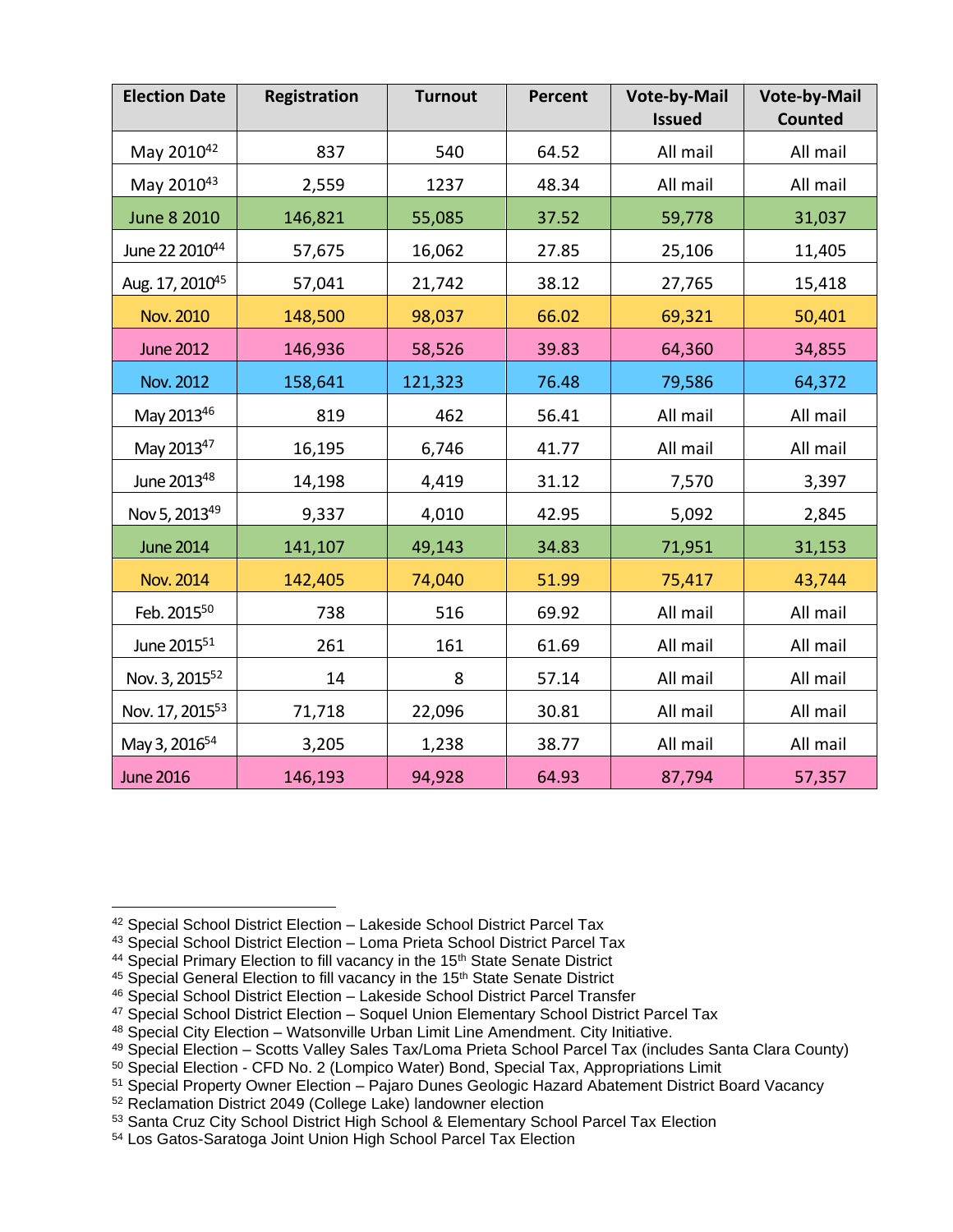| Election Date | Registration | Turnout | Percent | Vote-by-Mail Issued | Vote-by-Mail Counted |
|---|---|---|---|---|---|
| May 2010[42] | 837 | 540 | 64.52 | All mail | All mail |
| May 2010[43] | 2,559 | 1237 | 48.34 | All mail | All mail |
| June 8 2010 | 146,821 | 55,085 | 37.52 | 59,778 | 31,037 |
| June 22 2010[44] | 57,675 | 16,062 | 27.85 | 25,106 | 11,405 |
| Aug. 17, 2010[45] | 57,041 | 21,742 | 38.12 | 27,765 | 15,418 |
| Nov. 2010 | 148,500 | 98,037 | 66.02 | 69,321 | 50,401 |
| June 2012 | 146,936 | 58,526 | 39.83 | 64,360 | 34,855 |
| Nov. 2012 | 158,641 | 121,323 | 76.48 | 79,586 | 64,372 |
| May 2013[46] | 819 | 462 | 56.41 | All mail | All mail |
| May 2013[47] | 16,195 | 6,746 | 41.77 | All mail | All mail |
| June 2013[48] | 14,198 | 4,419 | 31.12 | 7,570 | 3,397 |
| Nov 5, 2013[49] | 9,337 | 4,010 | 42.95 | 5,092 | 2,845 |
| June 2014 | 141,107 | 49,143 | 34.83 | 71,951 | 31,153 |
| Nov. 2014 | 142,405 | 74,040 | 51.99 | 75,417 | 43,744 |
| Feb. 2015[50] | 738 | 516 | 69.92 | All mail | All mail |
| June 2015[51] | 261 | 161 | 61.69 | All mail | All mail |
| Nov. 3, 2015[52] | 14 | 8 | 57.14 | All mail | All mail |
| Nov. 17, 2015[53] | 71,718 | 22,096 | 30.81 | All mail | All mail |
| May 3, 2016[54] | 3,205 | 1,238 | 38.77 | All mail | All mail |
| June 2016 | 146,193 | 94,928 | 64.93 | 87,794 | 57,357 |

---

[42] Special School District Election – Lakeside School District Parcel Tax
[43] Special School District Election – Loma Prieta School District Parcel Tax
[44] Special Primary Election to fill vacancy in the 15th State Senate District
[45] Special General Election to fill vacancy in the 15th State Senate District
[46] Special School District Election – Lakeside School District Parcel Transfer
[47] Special School District Election – Soquel Union Elementary School District Parcel Tax
[48] Special City Election – Watsonville Urban Limit Line Amendment. City Initiative.
[49] Special Election – Scotts Valley Sales Tax/Loma Prieta School Parcel Tax (includes Santa Clara County)
[50] Special Election - CFD No. 2 (Lompico Water) Bond, Special Tax, Appropriations Limit
[51] Special Property Owner Election – Pajaro Dunes Geologic Hazard Abatement District Board Vacancy
[52] Reclamation District 2049 (College Lake) landowner election
[53] Santa Cruz City School District High School & Elementary School Parcel Tax Election
[54] Los Gatos-Saratoga Joint Union High School Parcel Tax Election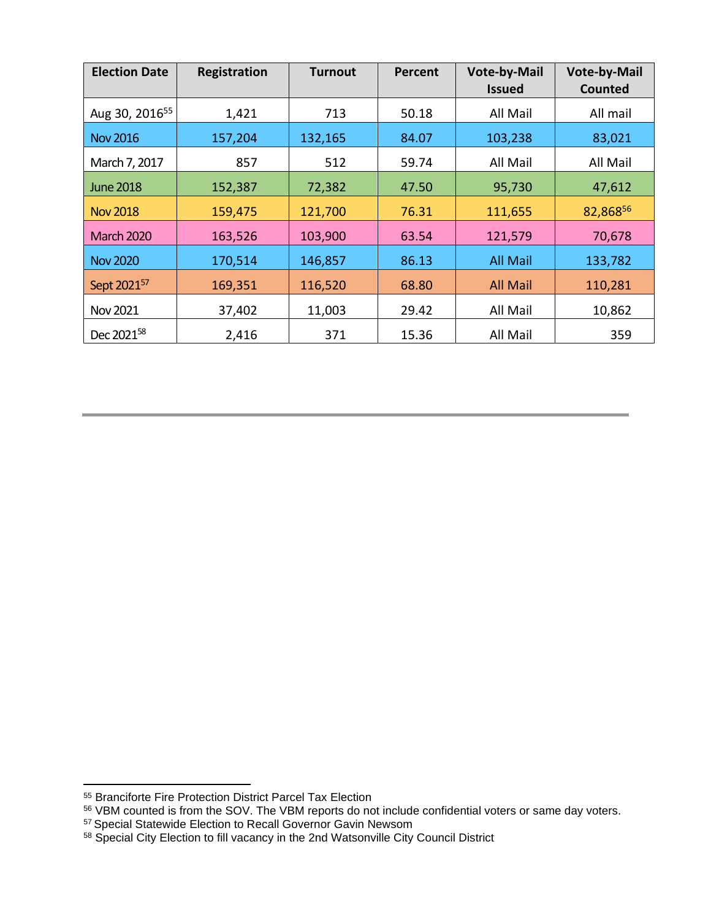| Election Date | Registration | Turnout | Percent | Vote-by-Mail Issued | Vote-by-Mail Counted |
|---|---|---|---|---|---|
| Aug 30, 2016[55] | 1,421 | 713 | 50.18 | All Mail | All mail |
| Nov 2016 | 157,204 | 132,165 | 84.07 | 103,238 | 83,021 |
| March 7, 2017 | 857 | 512 | 59.74 | All Mail | All Mail |
| June 2018 | 152,387 | 72,382 | 47.50 | 95,730 | 47,612 |
| Nov 2018 | 159,475 | 121,700 | 76.31 | 111,655 | 82,868[56] |
| March 2020 | 163,526 | 103,900 | 63.54 | 121,579 | 70,678 |
| Nov 2020 | 170,514 | 146,857 | 86.13 | All Mail | 133,782 |
| Sept 2021[57] | 169,351 | 116,520 | 68.80 | All Mail | 110,281 |
| Nov 2021 | 37,402 | 11,003 | 29.42 | All Mail | 10,862 |
| Dec 2021[58] | 2,416 | 371 | 15.36 | All Mail | 359 |

---

[55] Branciforte Fire Protection District Parcel Tax Election

[56] VBM counted is from the SOV. The VBM reports do not include confidential voters or same day voters.

[57] Special Statewide Election to Recall Governor Gavin Newsom

[58] Special City Election to fill vacancy in the 2nd Watsonville City Council District